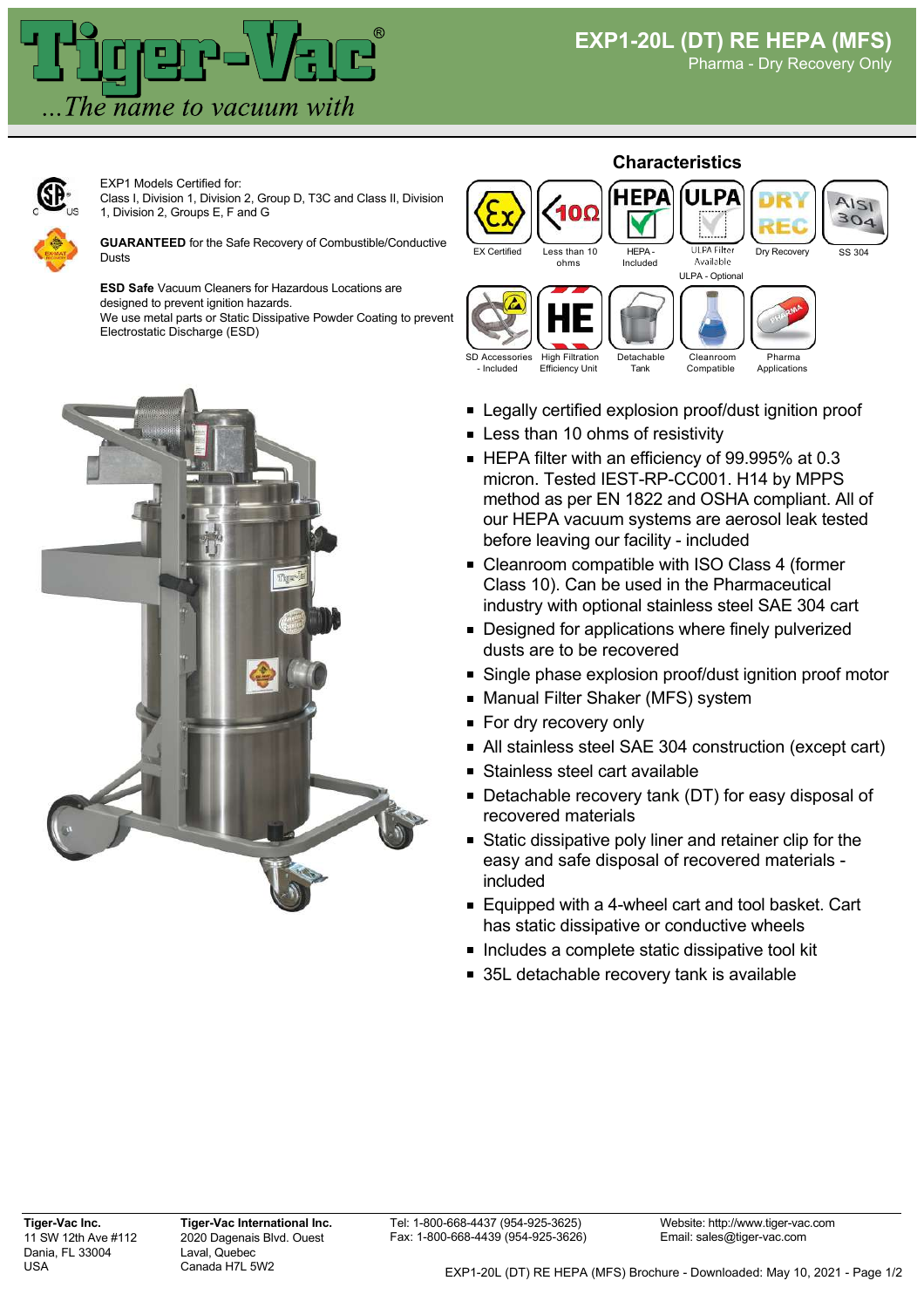# EXP1-20L (DT) RE HEPA (MFS)

Pharma - Dry Recovery Only

Tiger-Vac®

*...The name to vacuum with*

EXP1 Models Certified for:
Class I, Division 1, Division 2, Group D, T3C and Class II, Division 1, Division 2, Groups E, F and G

**GUARANTEED** for the Safe Recovery of Combustible/Conductive Dusts

**ESD Safe** Vacuum Cleaners for Hazardous Locations are designed to prevent ignition hazards.
We use metal parts or Static Dissipative Powder Coating to prevent Electrostatic Discharge (ESD)

## Characteristics

- EX Certified
- Less than 10 ohms
- HEPA - Included
- ULPA Filter Available (ULPA - Optional)
- Dry Recovery
- SS 304
- SD Accessories - Included
- High Filtration Efficiency Unit
- Detachable Tank
- Cleanroom Compatible
- Pharma Applications

---

- Legally certified explosion proof/dust ignition proof
- Less than 10 ohms of resistivity
- HEPA filter with an efficiency of 99.995% at 0.3 micron. Tested IEST-RP-CC001. H14 by MPPS method as per EN 1822 and OSHA compliant. All of our HEPA vacuum systems are aerosol leak tested before leaving our facility - included
- Cleanroom compatible with ISO Class 4 (former Class 10). Can be used in the Pharmaceutical industry with optional stainless steel SAE 304 cart
- Designed for applications where finely pulverized dusts are to be recovered
- Single phase explosion proof/dust ignition proof motor
- Manual Filter Shaker (MFS) system
- For dry recovery only
- All stainless steel SAE 304 construction (except cart)
- Stainless steel cart available
- Detachable recovery tank (DT) for easy disposal of recovered materials
- Static dissipative poly liner and retainer clip for the easy and safe disposal of recovered materials - included
- Equipped with a 4-wheel cart and tool basket. Cart has static dissipative or conductive wheels
- Includes a complete static dissipative tool kit
- 35L detachable recovery tank is available

---

**Tiger-Vac Inc.**
11 SW 12th Ave #112
Dania, FL 33004
USA

**Tiger-Vac International Inc.**
2020 Dagenais Blvd. Ouest
Laval, Quebec
Canada H7L 5W2

Tel: 1-800-668-4437 (954-925-3625)
Fax: 1-800-668-4439 (954-925-3626)

Website: http://www.tiger-vac.com
Email: sales@tiger-vac.com

EXP1-20L (DT) RE HEPA (MFS) Brochure - Downloaded: May 10, 2021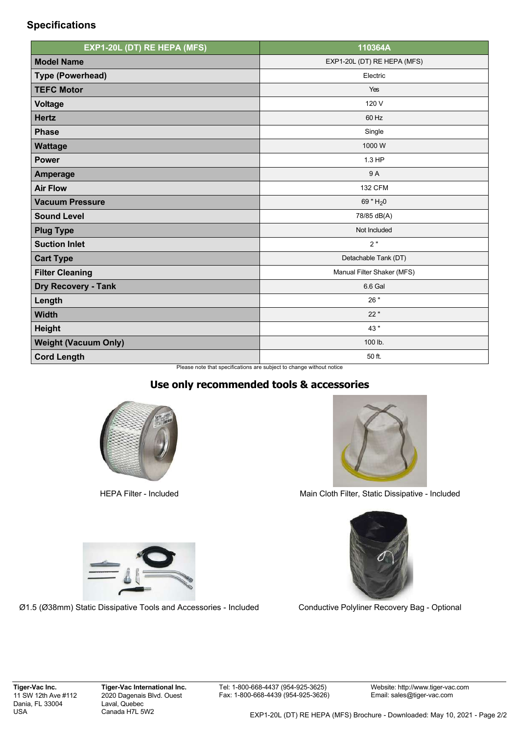## Specifications

| EXP1-20L (DT) RE HEPA (MFS) | 110364A |
|---|---|
| **Model Name** | EXP1-20L (DT) RE HEPA (MFS) |
| **Type (Powerhead)** | Electric |
| **TEFC Motor** | Yes |
| **Voltage** | 120 V |
| **Hertz** | 60 Hz |
| **Phase** | Single |
| **Wattage** | 1000 W |
| **Power** | 1.3 HP |
| **Amperage** | 9 A |
| **Air Flow** | 132 CFM |
| **Vacuum Pressure** | 69 " $H_20$ |
| **Sound Level** | 78/85 dB(A) |
| **Plug Type** | Not Included |
| **Suction Inlet** | 2 " |
| **Cart Type** | Detachable Tank (DT) |
| **Filter Cleaning** | Manual Filter Shaker (MFS) |
| **Dry Recovery - Tank** | 6.6 Gal |
| **Length** | 26 " |
| **Width** | 22 " |
| **Height** | 43 " |
| **Weight (Vacuum Only)** | 100 lb. |
| **Cord Length** | 50 ft. |

Please note that specifications are subject to change without notice

## Use only recommended tools & accessories

HEPA Filter - Included

Main Cloth Filter, Static Dissipative - Included

Ø1.5 (Ø38mm) Static Dissipative Tools and Accessories - Included

Conductive Polyliner Recovery Bag - Optional

**Tiger-Vac Inc.**
11 SW 12th Ave #112
Dania, FL 33004
USA

**Tiger-Vac International Inc.**
2020 Dagenais Blvd. Ouest
Laval, Quebec
Canada H7L 5W2

Tel: 1-800-668-4437 (954-925-3625)
Fax: 1-800-668-4439 (954-925-3626)

Website: http://www.tiger-vac.com
Email: sales@tiger-vac.com